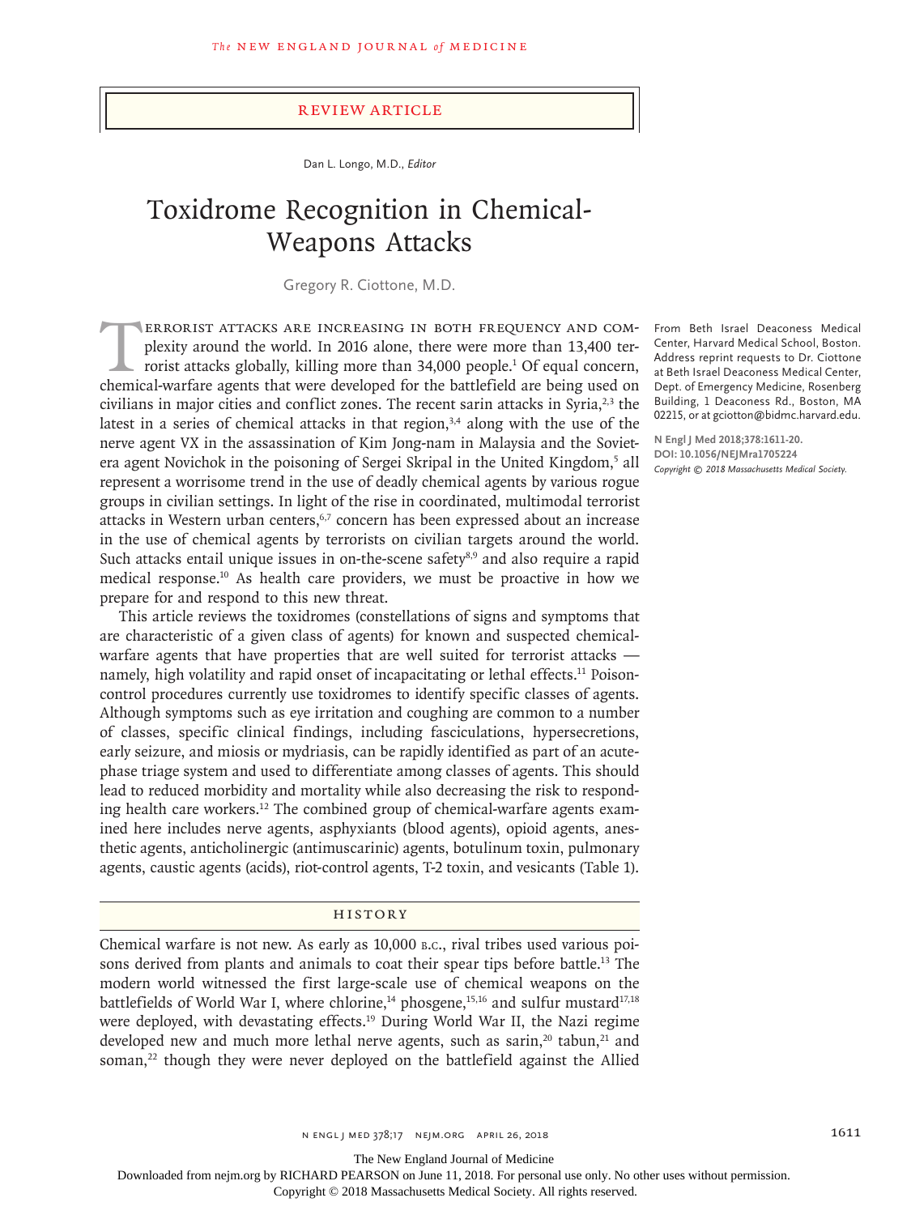Review Article

Dan L. Longo, M.D., *Editor*

# Toxidrome Recognition in Chemical-Weapons Attacks

Gregory R. Ciottone, M.D.

From Beth Israel Deaconess Medical Center, Harvard Medical School, Boston. Address reprint requests to Dr. Ciottone at Beth Israel Deaconess Medical Center, Dept. of Emergency Medicine, Rosenberg Building, 1 Deaconess Rd., Boston, MA 02215, or at gciotton@bidmc.harvard.edu.

**N Engl J Med 2018;378:1611-20.**
**DOI: 10.1056/NEJMra1705224**
*Copyright © 2018 Massachusetts Medical Society.*

Terrorist attacks are increasing in both frequency and complexity around the world. In 2016 alone, there were more than 13,400 terrorist attacks globally, killing more than 34,000 people.[1] Of equal concern, chemical-warfare agents that were developed for the battlefield are being used on civilians in major cities and conflict zones. The recent sarin attacks in Syria,[2,3] the latest in a series of chemical attacks in that region,[3,4] along with the use of the nerve agent VX in the assassination of Kim Jong-nam in Malaysia and the Soviet-era agent Novichok in the poisoning of Sergei Skripal in the United Kingdom,[5] all represent a worrisome trend in the use of deadly chemical agents by various rogue groups in civilian settings. In light of the rise in coordinated, multimodal terrorist attacks in Western urban centers,[6,7] concern has been expressed about an increase in the use of chemical agents by terrorists on civilian targets around the world. Such attacks entail unique issues in on-the-scene safety[8,9] and also require a rapid medical response.[10] As health care providers, we must be proactive in how we prepare for and respond to this new threat.

This article reviews the toxidromes (constellations of signs and symptoms that are characteristic of a given class of agents) for known and suspected chemical-warfare agents that have properties that are well suited for terrorist attacks — namely, high volatility and rapid onset of incapacitating or lethal effects.[11] Poison-control procedures currently use toxidromes to identify specific classes of agents. Although symptoms such as eye irritation and coughing are common to a number of classes, specific clinical findings, including fasciculations, hypersecretions, early seizure, and miosis or mydriasis, can be rapidly identified as part of an acute-phase triage system and used to differentiate among classes of agents. This should lead to reduced morbidity and mortality while also decreasing the risk to responding health care workers.[12] The combined group of chemical-warfare agents examined here includes nerve agents, asphyxiants (blood agents), opioid agents, anesthetic agents, anticholinergic (antimuscarinic) agents, botulinum toxin, pulmonary agents, caustic agents (acids), riot-control agents, T-2 toxin, and vesicants (Table 1).

## History

Chemical warfare is not new. As early as 10,000 B.C., rival tribes used various poisons derived from plants and animals to coat their spear tips before battle.[13] The modern world witnessed the first large-scale use of chemical weapons on the battlefields of World War I, where chlorine,[14] phosgene,[15,16] and sulfur mustard[17,18] were deployed, with devastating effects.[19] During World War II, the Nazi regime developed new and much more lethal nerve agents, such as sarin,[20] tabun,[21] and soman,[22] though they were never deployed on the battlefield against the Allied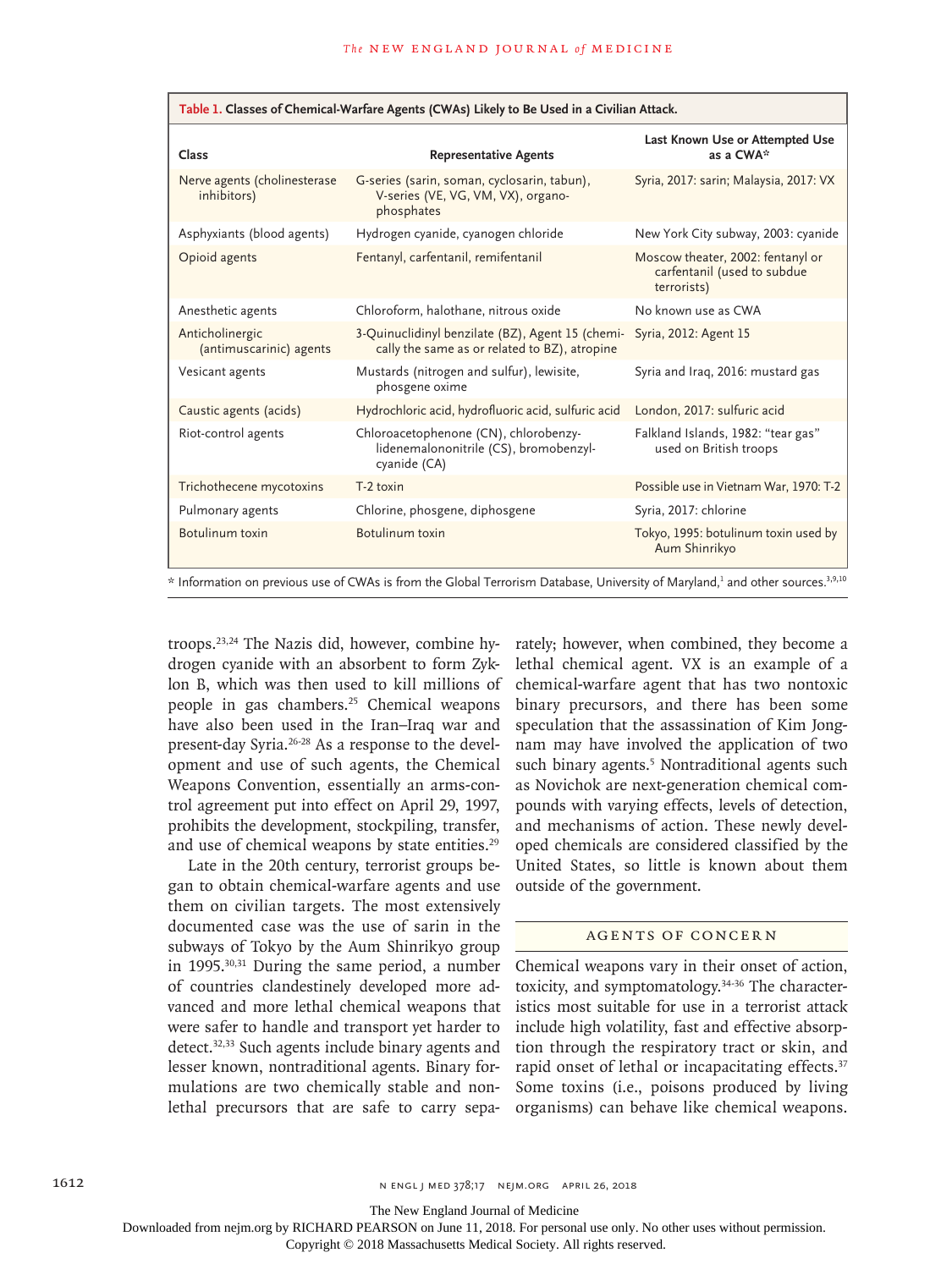**Table 1. Classes of Chemical-Warfare Agents (CWAs) Likely to Be Used in a Civilian Attack.**

| Class | Representative Agents | Last Known Use or Attempted Use as a CWA* |
|---|---|---|
| Nerve agents (cholinesterase inhibitors) | G-series (sarin, soman, cyclosarin, tabun), V-series (VE, VG, VM, VX), organophosphates | Syria, 2017: sarin; Malaysia, 2017: VX |
| Asphyxiants (blood agents) | Hydrogen cyanide, cyanogen chloride | New York City subway, 2003: cyanide |
| Opioid agents | Fentanyl, carfentanil, remifentanil | Moscow theater, 2002: fentanyl or carfentanil (used to subdue terrorists) |
| Anesthetic agents | Chloroform, halothane, nitrous oxide | No known use as CWA |
| Anticholinergic (antimuscarinic) agents | 3-Quinuclidinyl benzilate (BZ), Agent 15 (chemically the same as or related to BZ), atropine | Syria, 2012: Agent 15 |
| Vesicant agents | Mustards (nitrogen and sulfur), lewisite, phosgene oxime | Syria and Iraq, 2016: mustard gas |
| Caustic agents (acids) | Hydrochloric acid, hydrofluoric acid, sulfuric acid | London, 2017: sulfuric acid |
| Riot-control agents | Chloroacetophenone (CN), chlorobenzylidenemalononitrile (CS), bromobenzylcyanide (CA) | Falkland Islands, 1982: "tear gas" used on British troops |
| Trichothecene mycotoxins | T-2 toxin | Possible use in Vietnam War, 1970: T-2 |
| Pulmonary agents | Chlorine, phosgene, diphosgene | Syria, 2017: chlorine |
| Botulinum toxin | Botulinum toxin | Tokyo, 1995: botulinum toxin used by Aum Shinrikyo |

\* Information on previous use of CWAs is from the Global Terrorism Database, University of Maryland,[1] and other sources.[3,9,10]

troops.[23,24] The Nazis did, however, combine hydrogen cyanide with an absorbent to form Zyklon B, which was then used to kill millions of people in gas chambers.[25] Chemical weapons have also been used in the Iran–Iraq war and present-day Syria.[26-28] As a response to the development and use of such agents, the Chemical Weapons Convention, essentially an arms-control agreement put into effect on April 29, 1997, prohibits the development, stockpiling, transfer, and use of chemical weapons by state entities.[29]

Late in the 20th century, terrorist groups began to obtain chemical-warfare agents and use them on civilian targets. The most extensively documented case was the use of sarin in the subways of Tokyo by the Aum Shinrikyo group in 1995.[30,31] During the same period, a number of countries clandestinely developed more advanced and more lethal chemical weapons that were safer to handle and transport yet harder to detect.[32,33] Such agents include binary agents and lesser known, nontraditional agents. Binary formulations are two chemically stable and nonlethal precursors that are safe to carry separately; however, when combined, they become a lethal chemical agent. VX is an example of a chemical-warfare agent that has two nontoxic binary precursors, and there has been some speculation that the assassination of Kim Jong-nam may have involved the application of two such binary agents.[5] Nontraditional agents such as Novichok are next-generation chemical compounds with varying effects, levels of detection, and mechanisms of action. These newly developed chemicals are considered classified by the United States, so little is known about them outside of the government.

## AGENTS OF CONCERN

Chemical weapons vary in their onset of action, toxicity, and symptomatology.[34-36] The characteristics most suitable for use in a terrorist attack include high volatility, fast and effective absorption through the respiratory tract or skin, and rapid onset of lethal or incapacitating effects.[37] Some toxins (i.e., poisons produced by living organisms) can behave like chemical weapons.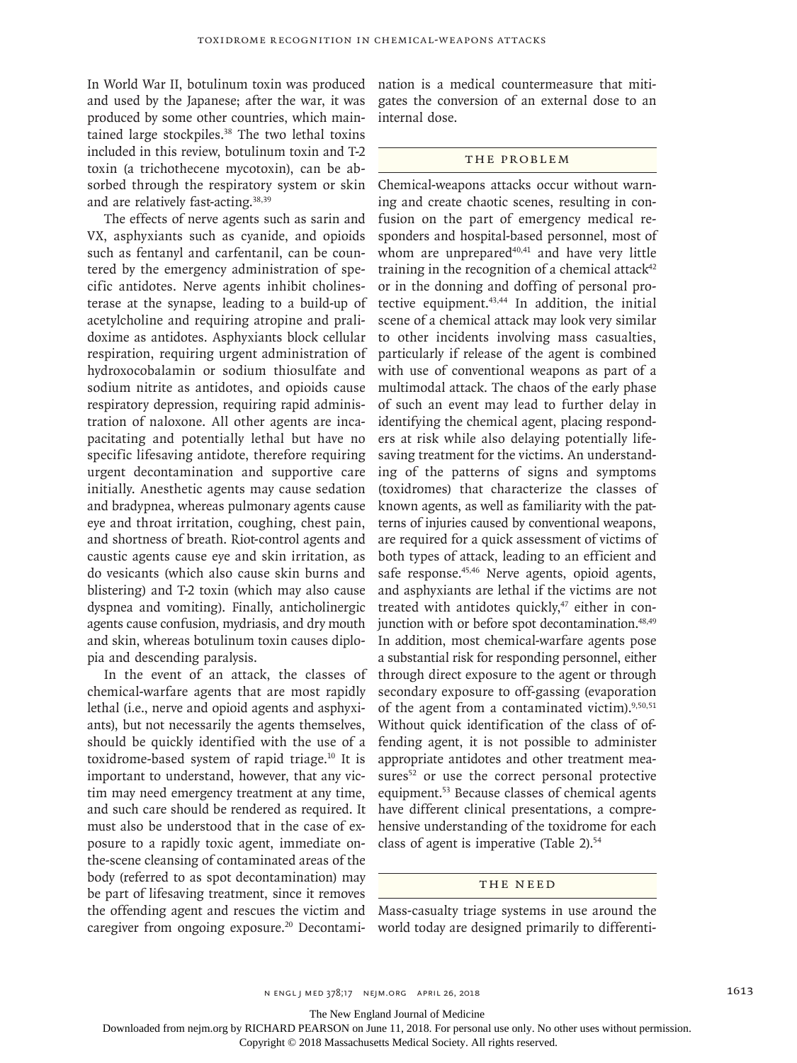In World War II, botulinum toxin was produced and used by the Japanese; after the war, it was produced by some other countries, which maintained large stockpiles.[38] The two lethal toxins included in this review, botulinum toxin and T-2 toxin (a trichothecene mycotoxin), can be absorbed through the respiratory system or skin and are relatively fast-acting.[38,39]

The effects of nerve agents such as sarin and VX, asphyxiants such as cyanide, and opioids such as fentanyl and carfentanil, can be countered by the emergency administration of specific antidotes. Nerve agents inhibit cholinesterase at the synapse, leading to a build-up of acetylcholine and requiring atropine and pralidoxime as antidotes. Asphyxiants block cellular respiration, requiring urgent administration of hydroxocobalamin or sodium thiosulfate and sodium nitrite as antidotes, and opioids cause respiratory depression, requiring rapid administration of naloxone. All other agents are incapacitating and potentially lethal but have no specific lifesaving antidote, therefore requiring urgent decontamination and supportive care initially. Anesthetic agents may cause sedation and bradypnea, whereas pulmonary agents cause eye and throat irritation, coughing, chest pain, and shortness of breath. Riot-control agents and caustic agents cause eye and skin irritation, as do vesicants (which also cause skin burns and blistering) and T-2 toxin (which may also cause dyspnea and vomiting). Finally, anticholinergic agents cause confusion, mydriasis, and dry mouth and skin, whereas botulinum toxin causes diplopia and descending paralysis.

In the event of an attack, the classes of chemical-warfare agents that are most rapidly lethal (i.e., nerve and opioid agents and asphyxiants), but not necessarily the agents themselves, should be quickly identified with the use of a toxidrome-based system of rapid triage.[10] It is important to understand, however, that any victim may need emergency treatment at any time, and such care should be rendered as required. It must also be understood that in the case of exposure to a rapidly toxic agent, immediate on-the-scene cleansing of contaminated areas of the body (referred to as spot decontamination) may be part of lifesaving treatment, since it removes the offending agent and rescues the victim and caregiver from ongoing exposure.[20] Decontamination is a medical countermeasure that mitigates the conversion of an external dose to an internal dose.

## The Problem

Chemical-weapons attacks occur without warning and create chaotic scenes, resulting in confusion on the part of emergency medical responders and hospital-based personnel, most of whom are unprepared[40,41] and have very little training in the recognition of a chemical attack[42] or in the donning and doffing of personal protective equipment.[43,44] In addition, the initial scene of a chemical attack may look very similar to other incidents involving mass casualties, particularly if release of the agent is combined with use of conventional weapons as part of a multimodal attack. The chaos of the early phase of such an event may lead to further delay in identifying the chemical agent, placing responders at risk while also delaying potentially lifesaving treatment for the victims. An understanding of the patterns of signs and symptoms (toxidromes) that characterize the classes of known agents, as well as familiarity with the patterns of injuries caused by conventional weapons, are required for a quick assessment of victims of both types of attack, leading to an efficient and safe response.[45,46] Nerve agents, opioid agents, and asphyxiants are lethal if the victims are not treated with antidotes quickly,[47] either in conjunction with or before spot decontamination.[48,49] In addition, most chemical-warfare agents pose a substantial risk for responding personnel, either through direct exposure to the agent or through secondary exposure to off-gassing (evaporation of the agent from a contaminated victim).[9,50,51] Without quick identification of the class of offending agent, it is not possible to administer appropriate antidotes and other treatment measures[52] or use the correct personal protective equipment.[53] Because classes of chemical agents have different clinical presentations, a comprehensive understanding of the toxidrome for each class of agent is imperative (Table 2).[54]

## The Need

Mass-casualty triage systems in use around the world today are designed primarily to differenti-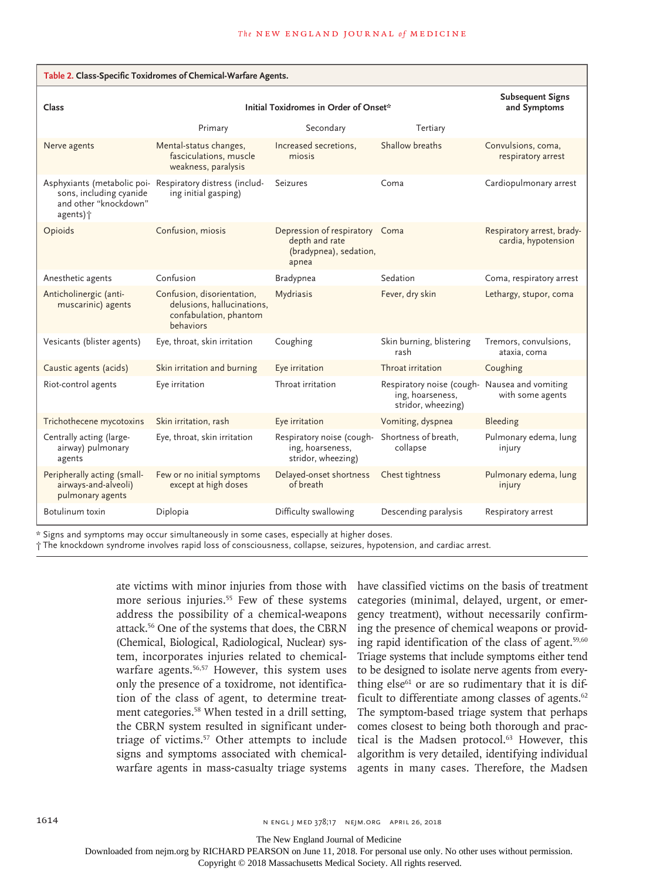**Table 2. Class-Specific Toxidromes of Chemical-Warfare Agents.**

| Class | Initial Toxidromes in Order of Onset* | | | Subsequent Signs and Symptoms |
|---|---|---|---|---|
| | Primary | Secondary | Tertiary | |
| Nerve agents | Mental-status changes, fasciculations, muscle weakness, paralysis | Increased secretions, miosis | Shallow breaths | Convulsions, coma, respiratory arrest |
| Asphyxiants (metabolic poisons, including cyanide and other "knockdown" agents)† | Respiratory distress (including initial gasping) | Seizures | Coma | Cardiopulmonary arrest |
| Opioids | Confusion, miosis | Depression of respiratory depth and rate (bradypnea), sedation, apnea | Coma | Respiratory arrest, bradycardia, hypotension |
| Anesthetic agents | Confusion | Bradypnea | Sedation | Coma, respiratory arrest |
| Anticholinergic (antimuscarinic) agents | Confusion, disorientation, delusions, hallucinations, confabulation, phantom behaviors | Mydriasis | Fever, dry skin | Lethargy, stupor, coma |
| Vesicants (blister agents) | Eye, throat, skin irritation | Coughing | Skin burning, blistering rash | Tremors, convulsions, ataxia, coma |
| Caustic agents (acids) | Skin irritation and burning | Eye irritation | Throat irritation | Coughing |
| Riot-control agents | Eye irritation | Throat irritation | Respiratory noise (coughing, hoarseness, stridor, wheezing) | Nausea and vomiting with some agents |
| Trichothecene mycotoxins | Skin irritation, rash | Eye irritation | Vomiting, dyspnea | Bleeding |
| Centrally acting (large-airway) pulmonary agents | Eye, throat, skin irritation | Respiratory noise (coughing, hoarseness, stridor, wheezing) | Shortness of breath, collapse | Pulmonary edema, lung injury |
| Peripherally acting (small-airways-and-alveoli) pulmonary agents | Few or no initial symptoms except at high doses | Delayed-onset shortness of breath | Chest tightness | Pulmonary edema, lung injury |
| Botulinum toxin | Diplopia | Difficulty swallowing | Descending paralysis | Respiratory arrest |

\* Signs and symptoms may occur simultaneously in some cases, especially at higher doses.

† The knockdown syndrome involves rapid loss of consciousness, collapse, seizures, hypotension, and cardiac arrest.

ate victims with minor injuries from those with more serious injuries.[55] Few of these systems address the possibility of a chemical-weapons attack.[56] One of the systems that does, the CBRN (Chemical, Biological, Radiological, Nuclear) system, incorporates injuries related to chemical-warfare agents.[56,57] However, this system uses only the presence of a toxidrome, not identification of the class of agent, to determine treatment categories.[58] When tested in a drill setting, the CBRN system resulted in significant undertriage of victims.[57] Other attempts to include signs and symptoms associated with chemical-warfare agents in mass-casualty triage systems have classified victims on the basis of treatment categories (minimal, delayed, urgent, or emergency treatment), without necessarily confirming the presence of chemical weapons or providing rapid identification of the class of agent.[59,60] Triage systems that include symptoms either tend to be designed to isolate nerve agents from everything else[61] or are so rudimentary that it is difficult to differentiate among classes of agents.[62] The symptom-based triage system that perhaps comes closest to being both thorough and practical is the Madsen protocol.[63] However, this algorithm is very detailed, identifying individual agents in many cases. Therefore, the Madsen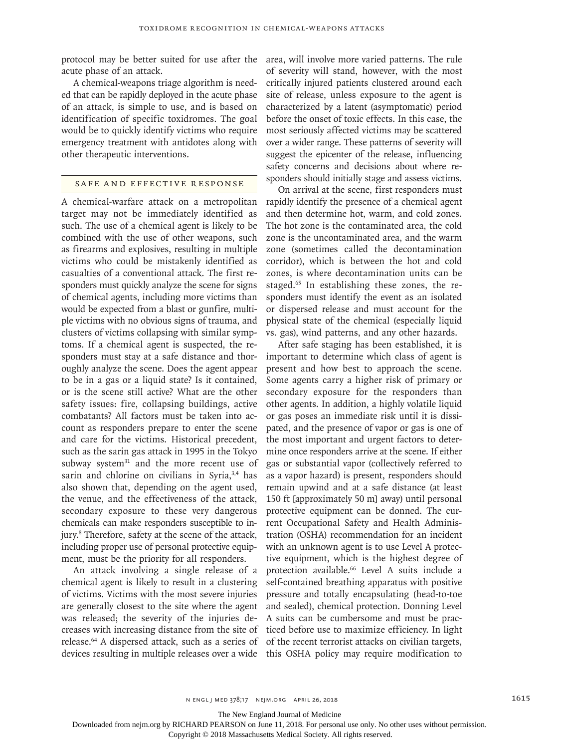protocol may be better suited for use after the acute phase of an attack.

A chemical-weapons triage algorithm is needed that can be rapidly deployed in the acute phase of an attack, is simple to use, and is based on identification of specific toxidromes. The goal would be to quickly identify victims who require emergency treatment with antidotes along with other therapeutic interventions.

## SAFE AND EFFECTIVE RESPONSE

A chemical-warfare attack on a metropolitan target may not be immediately identified as such. The use of a chemical agent is likely to be combined with the use of other weapons, such as firearms and explosives, resulting in multiple victims who could be mistakenly identified as casualties of a conventional attack. The first responders must quickly analyze the scene for signs of chemical agents, including more victims than would be expected from a blast or gunfire, multiple victims with no obvious signs of trauma, and clusters of victims collapsing with similar symptoms. If a chemical agent is suspected, the responders must stay at a safe distance and thoroughly analyze the scene. Does the agent appear to be in a gas or a liquid state? Is it contained, or is the scene still active? What are the other safety issues: fire, collapsing buildings, active combatants? All factors must be taken into account as responders prepare to enter the scene and care for the victims. Historical precedent, such as the sarin gas attack in 1995 in the Tokyo subway system[31] and the more recent use of sarin and chlorine on civilians in Syria,[3,4] has also shown that, depending on the agent used, the venue, and the effectiveness of the attack, secondary exposure to these very dangerous chemicals can make responders susceptible to injury.[8] Therefore, safety at the scene of the attack, including proper use of personal protective equipment, must be the priority for all responders.

An attack involving a single release of a chemical agent is likely to result in a clustering of victims. Victims with the most severe injuries are generally closest to the site where the agent was released; the severity of the injuries decreases with increasing distance from the site of release.[64] A dispersed attack, such as a series of devices resulting in multiple releases over a wide area, will involve more varied patterns. The rule of severity will stand, however, with the most critically injured patients clustered around each site of release, unless exposure to the agent is characterized by a latent (asymptomatic) period before the onset of toxic effects. In this case, the most seriously affected victims may be scattered over a wider range. These patterns of severity will suggest the epicenter of the release, influencing safety concerns and decisions about where responders should initially stage and assess victims.

On arrival at the scene, first responders must rapidly identify the presence of a chemical agent and then determine hot, warm, and cold zones. The hot zone is the contaminated area, the cold zone is the uncontaminated area, and the warm zone (sometimes called the decontamination corridor), which is between the hot and cold zones, is where decontamination units can be staged.[65] In establishing these zones, the responders must identify the event as an isolated or dispersed release and must account for the physical state of the chemical (especially liquid vs. gas), wind patterns, and any other hazards.

After safe staging has been established, it is important to determine which class of agent is present and how best to approach the scene. Some agents carry a higher risk of primary or secondary exposure for the responders than other agents. In addition, a highly volatile liquid or gas poses an immediate risk until it is dissipated, and the presence of vapor or gas is one of the most important and urgent factors to determine once responders arrive at the scene. If either gas or substantial vapor (collectively referred to as a vapor hazard) is present, responders should remain upwind and at a safe distance (at least 150 ft [approximately 50 m] away) until personal protective equipment can be donned. The current Occupational Safety and Health Administration (OSHA) recommendation for an incident with an unknown agent is to use Level A protective equipment, which is the highest degree of protection available.[66] Level A suits include a self-contained breathing apparatus with positive pressure and totally encapsulating (head-to-toe and sealed), chemical protection. Donning Level A suits can be cumbersome and must be practiced before use to maximize efficiency. In light of the recent terrorist attacks on civilian targets, this OSHA policy may require modification to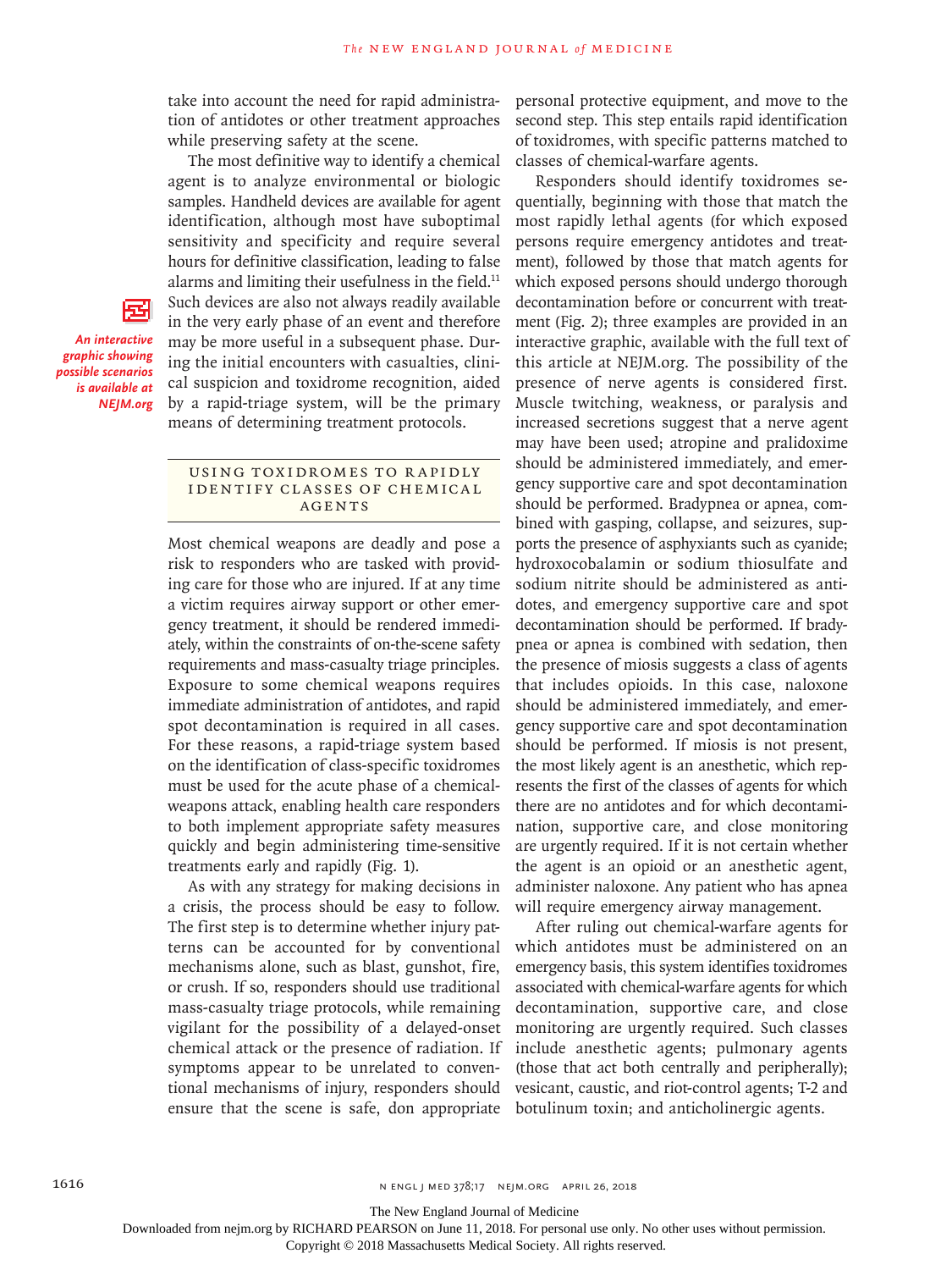take into account the need for rapid administration of antidotes or other treatment approaches while preserving safety at the scene.

The most definitive way to identify a chemical agent is to analyze environmental or biologic samples. Handheld devices are available for agent identification, although most have suboptimal sensitivity and specificity and require several hours for definitive classification, leading to false alarms and limiting their usefulness in the field.[11] Such devices are also not always readily available in the very early phase of an event and therefore may be more useful in a subsequent phase. During the initial encounters with casualties, clinical suspicion and toxidrome recognition, aided by a rapid-triage system, will be the primary means of determining treatment protocols.

*An interactive graphic showing possible scenarios is available at NEJM.org*

## Using Toxidromes to Rapidly Identify Classes of Chemical Agents

Most chemical weapons are deadly and pose a risk to responders who are tasked with providing care for those who are injured. If at any time a victim requires airway support or other emergency treatment, it should be rendered immediately, within the constraints of on-the-scene safety requirements and mass-casualty triage principles. Exposure to some chemical weapons requires immediate administration of antidotes, and rapid spot decontamination is required in all cases. For these reasons, a rapid-triage system based on the identification of class-specific toxidromes must be used for the acute phase of a chemical-weapons attack, enabling health care responders to both implement appropriate safety measures quickly and begin administering time-sensitive treatments early and rapidly (Fig. 1).

As with any strategy for making decisions in a crisis, the process should be easy to follow. The first step is to determine whether injury patterns can be accounted for by conventional mechanisms alone, such as blast, gunshot, fire, or crush. If so, responders should use traditional mass-casualty triage protocols, while remaining vigilant for the possibility of a delayed-onset chemical attack or the presence of radiation. If symptoms appear to be unrelated to conventional mechanisms of injury, responders should ensure that the scene is safe, don appropriate personal protective equipment, and move to the second step. This step entails rapid identification of toxidromes, with specific patterns matched to classes of chemical-warfare agents.

Responders should identify toxidromes sequentially, beginning with those that match the most rapidly lethal agents (for which exposed persons require emergency antidotes and treatment), followed by those that match agents for which exposed persons should undergo thorough decontamination before or concurrent with treatment (Fig. 2); three examples are provided in an interactive graphic, available with the full text of this article at NEJM.org. The possibility of the presence of nerve agents is considered first. Muscle twitching, weakness, or paralysis and increased secretions suggest that a nerve agent may have been used; atropine and pralidoxime should be administered immediately, and emergency supportive care and spot decontamination should be performed. Bradypnea or apnea, combined with gasping, collapse, and seizures, supports the presence of asphyxiants such as cyanide; hydroxocobalamin or sodium thiosulfate and sodium nitrite should be administered as antidotes, and emergency supportive care and spot decontamination should be performed. If bradypnea or apnea is combined with sedation, then the presence of miosis suggests a class of agents that includes opioids. In this case, naloxone should be administered immediately, and emergency supportive care and spot decontamination should be performed. If miosis is not present, the most likely agent is an anesthetic, which represents the first of the classes of agents for which there are no antidotes and for which decontamination, supportive care, and close monitoring are urgently required. If it is not certain whether the agent is an opioid or an anesthetic agent, administer naloxone. Any patient who has apnea will require emergency airway management.

After ruling out chemical-warfare agents for which antidotes must be administered on an emergency basis, this system identifies toxidromes associated with chemical-warfare agents for which decontamination, supportive care, and close monitoring are urgently required. Such classes include anesthetic agents; pulmonary agents (those that act both centrally and peripherally); vesicant, caustic, and riot-control agents; T-2 and botulinum toxin; and anticholinergic agents.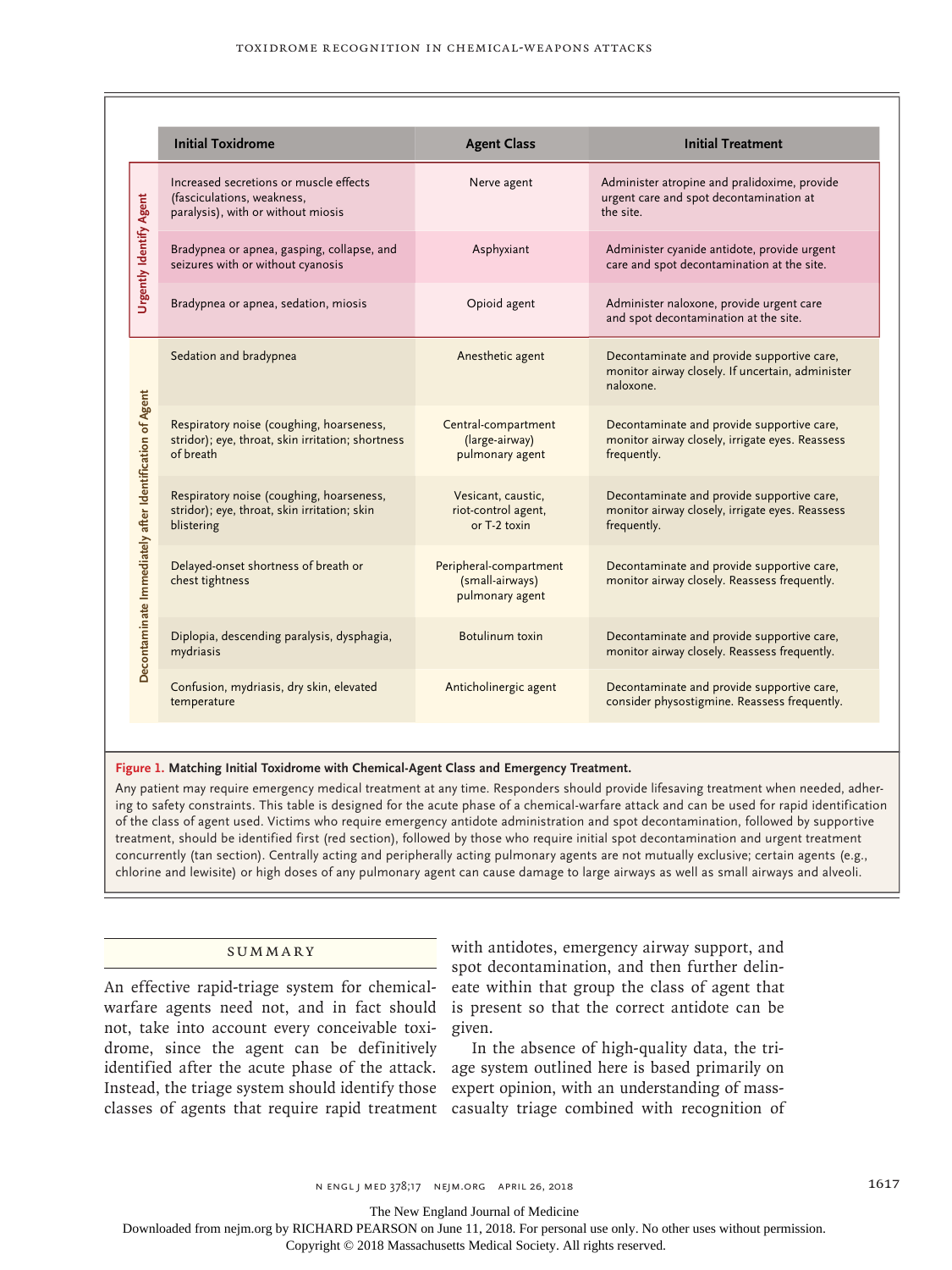| | Initial Toxidrome | Agent Class | Initial Treatment |
|---|---|---|---|
| Urgently Identify Agent | Increased secretions or muscle effects (fasciculations, weakness, paralysis), with or without miosis | Nerve agent | Administer atropine and pralidoxime, provide urgent care and spot decontamination at the site. |
| | Bradypnea or apnea, gasping, collapse, and seizures with or without cyanosis | Asphyxiant | Administer cyanide antidote, provide urgent care and spot decontamination at the site. |
| | Bradypnea or apnea, sedation, miosis | Opioid agent | Administer naloxone, provide urgent care and spot decontamination at the site. |
| Decontaminate Immediately after Identification of Agent | Sedation and bradypnea | Anesthetic agent | Decontaminate and provide supportive care, monitor airway closely. If uncertain, administer naloxone. |
| | Respiratory noise (coughing, hoarseness, stridor); eye, throat, skin irritation; shortness of breath | Central-compartment (large-airway) pulmonary agent | Decontaminate and provide supportive care, monitor airway closely, irrigate eyes. Reassess frequently. |
| | Respiratory noise (coughing, hoarseness, stridor); eye, throat, skin irritation; skin blistering | Vesicant, caustic, riot-control agent, or T-2 toxin | Decontaminate and provide supportive care, monitor airway closely, irrigate eyes. Reassess frequently. |
| | Delayed-onset shortness of breath or chest tightness | Peripheral-compartment (small-airways) pulmonary agent | Decontaminate and provide supportive care, monitor airway closely. Reassess frequently. |
| | Diplopia, descending paralysis, dysphagia, mydriasis | Botulinum toxin | Decontaminate and provide supportive care, monitor airway closely. Reassess frequently. |
| | Confusion, mydriasis, dry skin, elevated temperature | Anticholinergic agent | Decontaminate and provide supportive care, consider physostigmine. Reassess frequently. |

**Figure 1. Matching Initial Toxidrome with Chemical-Agent Class and Emergency Treatment.**

Any patient may require emergency medical treatment at any time. Responders should provide lifesaving treatment when needed, adhering to safety constraints. This table is designed for the acute phase of a chemical-warfare attack and can be used for rapid identification of the class of agent used. Victims who require emergency antidote administration and spot decontamination, followed by supportive treatment, should be identified first (red section), followed by those who require initial spot decontamination and urgent treatment concurrently (tan section). Centrally acting and peripherally acting pulmonary agents are not mutually exclusive; certain agents (e.g., chlorine and lewisite) or high doses of any pulmonary agent can cause damage to large airways as well as small airways and alveoli.

## Summary

An effective rapid-triage system for chemical-warfare agents need not, and in fact should not, take into account every conceivable toxidrome, since the agent can be definitively identified after the acute phase of the attack. Instead, the triage system should identify those classes of agents that require rapid treatment with antidotes, emergency airway support, and spot decontamination, and then further delineate within that group the class of agent that is present so that the correct antidote can be given.

In the absence of high-quality data, the triage system outlined here is based primarily on expert opinion, with an understanding of mass-casualty triage combined with recognition of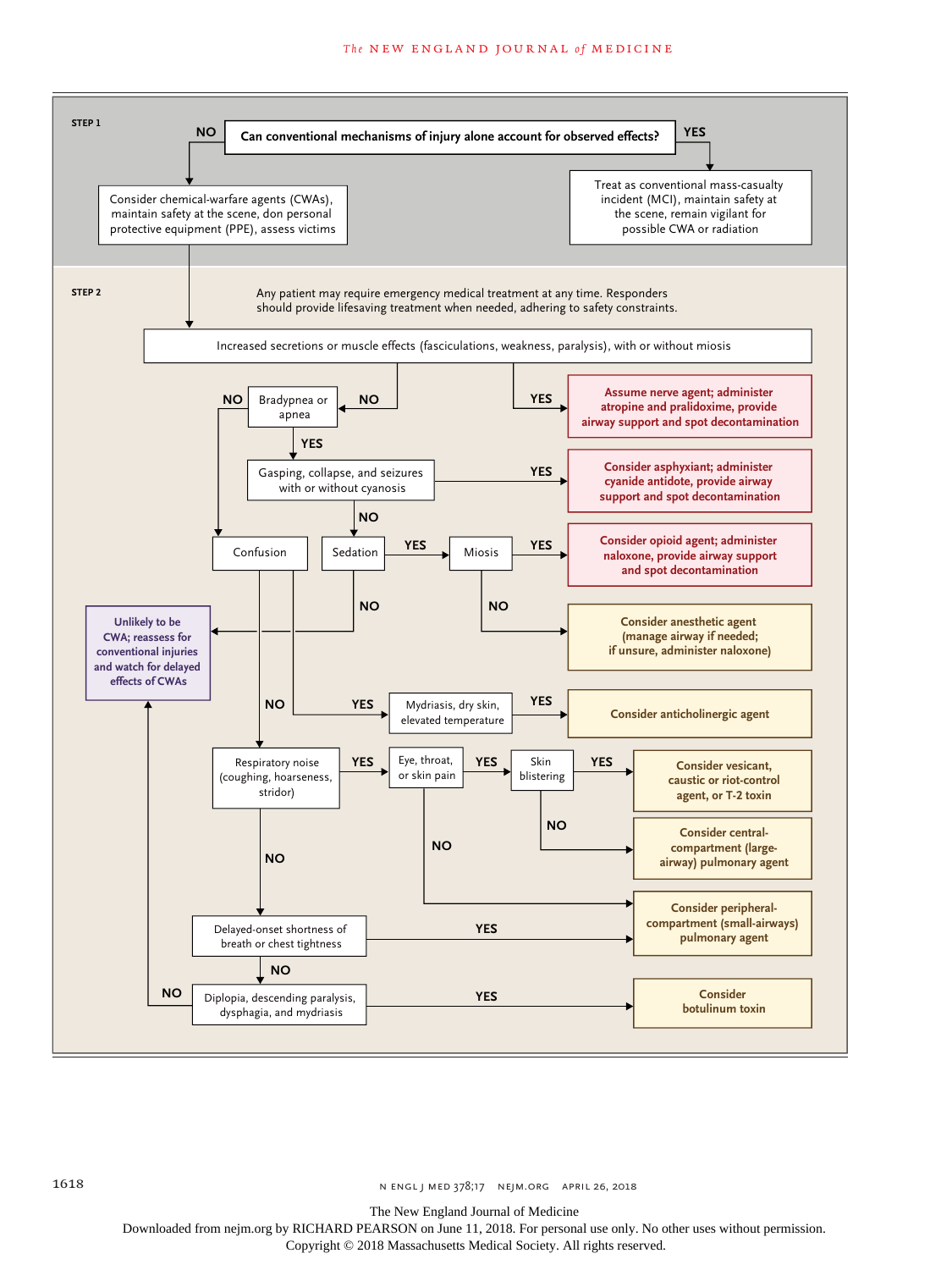**STEP 1**

**Can conventional mechanisms of injury alone account for observed effects?**

- **NO** → Consider chemical-warfare agents (CWAs), maintain safety at the scene, don personal protective equipment (PPE), assess victims
- **YES** → Treat as conventional mass-casualty incident (MCI), maintain safety at the scene, remain vigilant for possible CWA or radiation

**STEP 2**

Any patient may require emergency medical treatment at any time. Responders should provide lifesaving treatment when needed, adhering to safety constraints.

Increased secretions or muscle effects (fasciculations, weakness, paralysis), with or without miosis

- **YES** → **Assume nerve agent; administer atropine and pralidoxime, provide airway support and spot decontamination**
- **NO** → Bradypnea or apnea
  - **YES** → Gasping, collapse, and seizures with or without cyanosis
    - **YES** → **Consider asphyxiant; administer cyanide antidote, provide airway support and spot decontamination**
    - **NO** → Sedation
      - **YES** → Miosis
        - **YES** → **Consider opioid agent; administer naloxone, provide airway support and spot decontamination**
        - **NO** → **Consider anesthetic agent (manage airway if needed; if unsure, administer naloxone)**
      - **NO** → **Unlikely to be CWA; reassess for conventional injuries and watch for delayed effects of CWAs**
  - **NO** → Confusion
    - **YES** → Mydriasis, dry skin, elevated temperature
      - **YES** → **Consider anticholinergic agent**
    - **NO** → Respiratory noise (coughing, hoarseness, stridor)
      - **YES** → Eye, throat, or skin pain
        - **YES** → Skin blistering
          - **YES** → **Consider vesicant, caustic or riot-control agent, or T-2 toxin**
          - **NO** → **Consider central-compartment (large-airway) pulmonary agent**
        - **NO** → **Consider peripheral-compartment (small-airways) pulmonary agent**
      - **NO** → Delayed-onset shortness of breath or chest tightness
        - **YES** → **Consider peripheral-compartment (small-airways) pulmonary agent**
        - **NO** → Diplopia, descending paralysis, dysphagia, and mydriasis
          - **YES** → **Consider botulinum toxin**
          - **NO** → **Unlikely to be CWA; reassess for conventional injuries and watch for delayed effects of CWAs**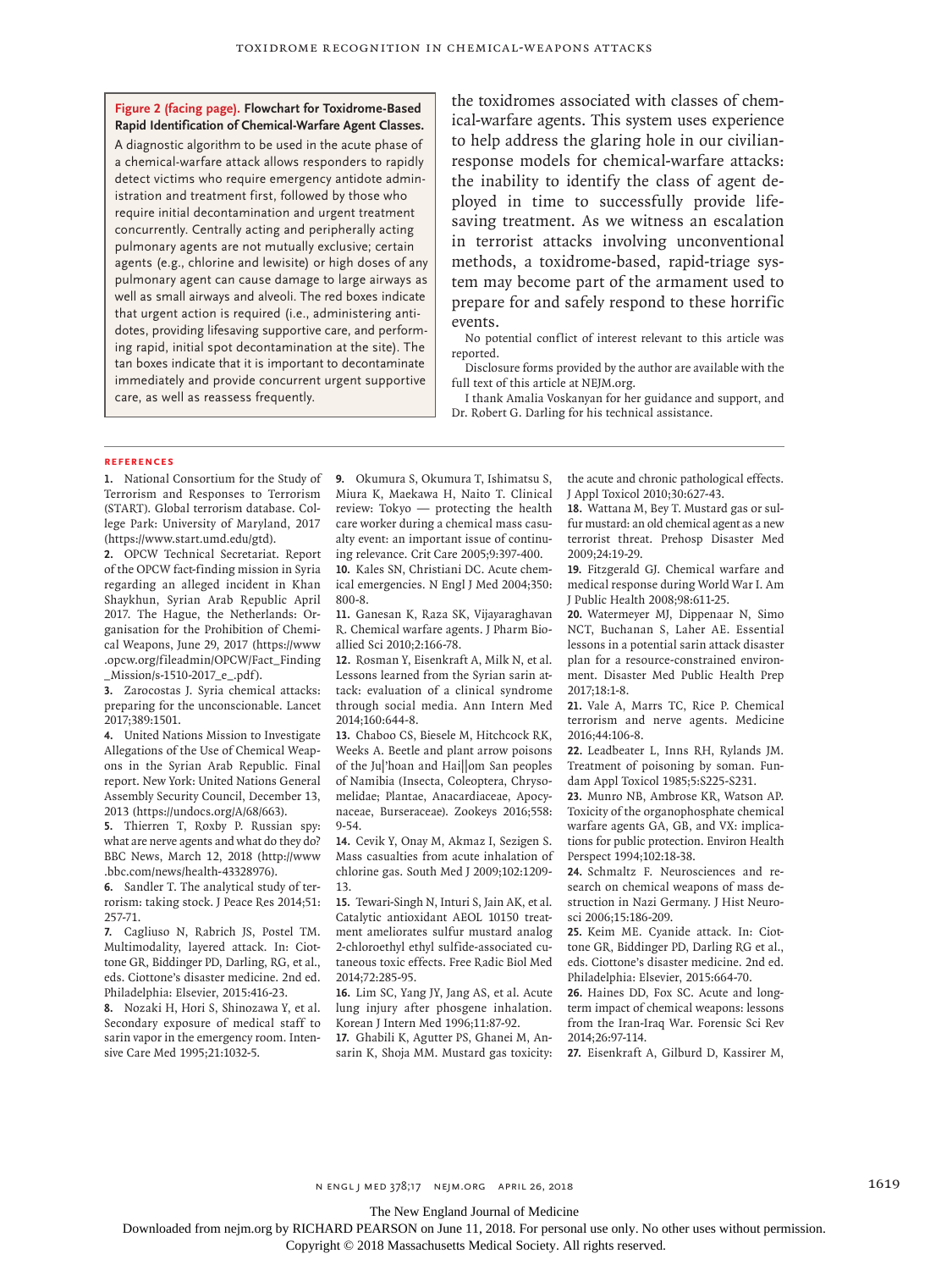**Figure 2 (facing page). Flowchart for Toxidrome-Based Rapid Identification of Chemical-Warfare Agent Classes.**

A diagnostic algorithm to be used in the acute phase of a chemical-warfare attack allows responders to rapidly detect victims who require emergency antidote administration and treatment first, followed by those who require initial decontamination and urgent treatment concurrently. Centrally acting and peripherally acting pulmonary agents are not mutually exclusive; certain agents (e.g., chlorine and lewisite) or high doses of any pulmonary agent can cause damage to large airways as well as small airways and alveoli. The red boxes indicate that urgent action is required (i.e., administering antidotes, providing lifesaving supportive care, and performing rapid, initial spot decontamination at the site). The tan boxes indicate that it is important to decontaminate immediately and provide concurrent urgent supportive care, as well as reassess frequently.

the toxidromes associated with classes of chemical-warfare agents. This system uses experience to help address the glaring hole in our civilian-response models for chemical-warfare attacks: the inability to identify the class of agent deployed in time to successfully provide lifesaving treatment. As we witness an escalation in terrorist attacks involving unconventional methods, a toxidrome-based, rapid-triage system may become part of the armament used to prepare for and safely respond to these horrific events.

No potential conflict of interest relevant to this article was reported.

Disclosure forms provided by the author are available with the full text of this article at NEJM.org.

I thank Amalia Voskanyan for her guidance and support, and Dr. Robert G. Darling for his technical assistance.

## References

1. National Consortium for the Study of Terrorism and Responses to Terrorism (START). Global terrorism database. College Park: University of Maryland, 2017 (https://www.start.umd.edu/gtd).
2. OPCW Technical Secretariat. Report of the OPCW fact-finding mission in Syria regarding an alleged incident in Khan Shaykhun, Syrian Arab Republic April 2017. The Hague, the Netherlands: Organisation for the Prohibition of Chemical Weapons, June 29, 2017 (https://www.opcw.org/fileadmin/OPCW/Fact_Finding_Mission/s-1510-2017_e_.pdf).
3. Zarocostas J. Syria chemical attacks: preparing for the unconscionable. Lancet 2017;389:1501.
4. United Nations Mission to Investigate Allegations of the Use of Chemical Weapons in the Syrian Arab Republic. Final report. New York: United Nations General Assembly Security Council, December 13, 2013 (https://undocs.org/A/68/663).
5. Thierren T, Roxby P. Russian spy: what are nerve agents and what do they do? BBC News, March 12, 2018 (http://www.bbc.com/news/health-43328976).
6. Sandler T. The analytical study of terrorism: taking stock. J Peace Res 2014;51:257-71.
7. Cagliuso N, Rabrich JS, Postel TM. Multimodality, layered attack. In: Ciottone GR, Biddinger PD, Darling, RG, et al., eds. Ciottone's disaster medicine. 2nd ed. Philadelphia: Elsevier, 2015:416-23.
8. Nozaki H, Hori S, Shinozawa Y, et al. Secondary exposure of medical staff to sarin vapor in the emergency room. Intensive Care Med 1995;21:1032-5.
9. Okumura S, Okumura T, Ishimatsu S, Miura K, Maekawa H, Naito T. Clinical review: Tokyo — protecting the health care worker during a chemical mass casualty event: an important issue of continuing relevance. Crit Care 2005;9:397-400.
10. Kales SN, Christiani DC. Acute chemical emergencies. N Engl J Med 2004;350:800-8.
11. Ganesan K, Raza SK, Vijayaraghavan R. Chemical warfare agents. J Pharm Bioallied Sci 2010;2:166-78.
12. Rosman Y, Eisenkraft A, Milk N, et al. Lessons learned from the Syrian sarin attack: evaluation of a clinical syndrome through social media. Ann Intern Med 2014;160:644-8.
13. Chaboo CS, Biesele M, Hitchcock RK, Weeks A. Beetle and plant arrow poisons of the Ju|'hoan and Hai||om San peoples of Namibia (Insecta, Coleoptera, Chrysomelidae; Plantae, Anacardiaceae, Apocynaceae, Burseraceae). Zookeys 2016;558:9-54.
14. Cevik Y, Onay M, Akmaz I, Sezigen S. Mass casualties from acute inhalation of chlorine gas. South Med J 2009;102:1209-13.
15. Tewari-Singh N, Inturi S, Jain AK, et al. Catalytic antioxidant AEOL 10150 treatment ameliorates sulfur mustard analog 2-chloroethyl ethyl sulfide-associated cutaneous toxic effects. Free Radic Biol Med 2014;72:285-95.
16. Lim SC, Yang JY, Jang AS, et al. Acute lung injury after phosgene inhalation. Korean J Intern Med 1996;11:87-92.
17. Ghabili K, Agutter PS, Ghanei M, Ansarin K, Shoja MM. Mustard gas toxicity: the acute and chronic pathological effects. J Appl Toxicol 2010;30:627-43.
18. Wattana M, Bey T. Mustard gas or sulfur mustard: an old chemical agent as a new terrorist threat. Prehosp Disaster Med 2009;24:19-29.
19. Fitzgerald GJ. Chemical warfare and medical response during World War I. Am J Public Health 2008;98:611-25.
20. Watermeyer MJ, Dippenaar N, Simo NCT, Buchanan S, Laher AE. Essential lessons in a potential sarin attack disaster plan for a resource-constrained environment. Disaster Med Public Health Prep 2017;18:1-8.
21. Vale A, Marrs TC, Rice P. Chemical terrorism and nerve agents. Medicine 2016;44:106-8.
22. Leadbeater L, Inns RH, Rylands JM. Treatment of poisoning by soman. Fundam Appl Toxicol 1985;5:S225-S231.
23. Munro NB, Ambrose KR, Watson AP. Toxicity of the organophosphate chemical warfare agents GA, GB, and VX: implications for public protection. Environ Health Perspect 1994;102:18-38.
24. Schmaltz F. Neurosciences and research on chemical weapons of mass destruction in Nazi Germany. J Hist Neurosci 2006;15:186-209.
25. Keim ME. Cyanide attack. In: Ciottone GR, Biddinger PD, Darling RG et al., eds. Ciottone's disaster medicine. 2nd ed. Philadelphia: Elsevier, 2015:664-70.
26. Haines DD, Fox SC. Acute and long-term impact of chemical weapons: lessons from the Iran-Iraq War. Forensic Sci Rev 2014;26:97-114.
27. Eisenkraft A, Gilburd D, Kassirer M,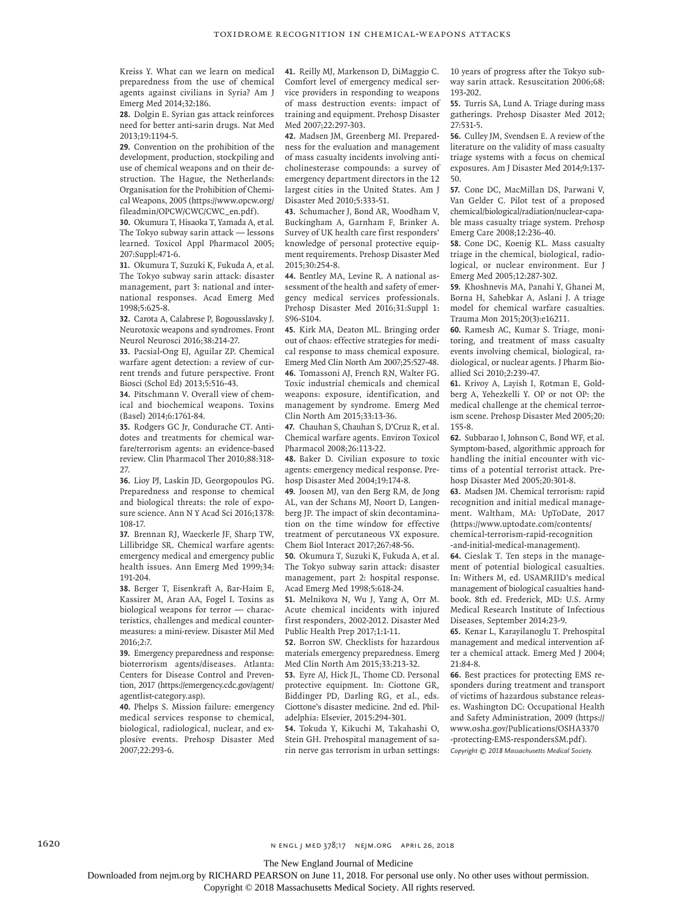Kreiss Y. What can we learn on medical preparedness from the use of chemical agents against civilians in Syria? Am J Emerg Med 2014;32:186.

**28.** Dolgin E. Syrian gas attack reinforces need for better anti-sarin drugs. Nat Med 2013;19:1194-5.

**29.** Convention on the prohibition of the development, production, stockpiling and use of chemical weapons and on their destruction. The Hague, the Netherlands: Organisation for the Prohibition of Chemical Weapons, 2005 (https://www.opcw.org/fileadmin/OPCW/CWC/CWC_en.pdf).

**30.** Okumura T, Hisaoka T, Yamada A, et al. The Tokyo subway sarin attack — lessons learned. Toxicol Appl Pharmacol 2005; 207:Suppl:471-6.

**31.** Okumura T, Suzuki K, Fukuda A, et al. The Tokyo subway sarin attack: disaster management, part 3: national and international responses. Acad Emerg Med 1998;5:625-8.

**32.** Carota A, Calabrese P, Bogousslavsky J. Neurotoxic weapons and syndromes. Front Neurol Neurosci 2016;38:214-27.

**33.** Pacsial-Ong EJ, Aguilar ZP. Chemical warfare agent detection: a review of current trends and future perspective. Front Biosci (Schol Ed) 2013;5:516-43.

**34.** Pitschmann V. Overall view of chemical and biochemical weapons. Toxins (Basel) 2014;6:1761-84.

**35.** Rodgers GC Jr, Condurache CT. Antidotes and treatments for chemical warfare/terrorism agents: an evidence-based review. Clin Pharmacol Ther 2010;88:318-27.

**36.** Lioy PJ, Laskin JD, Georgopoulos PG. Preparedness and response to chemical and biological threats: the role of exposure science. Ann N Y Acad Sci 2016;1378: 108-17.

**37.** Brennan RJ, Waeckerle JF, Sharp TW, Lillibridge SR. Chemical warfare agents: emergency medical and emergency public health issues. Ann Emerg Med 1999;34: 191-204.

**38.** Berger T, Eisenkraft A, Bar-Haim E, Kassirer M, Aran AA, Fogel I. Toxins as biological weapons for terror — characteristics, challenges and medical countermeasures: a mini-review. Disaster Mil Med 2016;2:7.

**39.** Emergency preparedness and response: bioterrorism agents/diseases. Atlanta: Centers for Disease Control and Prevention, 2017 (https://emergency.cdc.gov/agent/agentlist-category.asp).

**40.** Phelps S. Mission failure: emergency medical services response to chemical, biological, radiological, nuclear, and explosive events. Prehosp Disaster Med 2007;22:293-6.

**41.** Reilly MJ, Markenson D, DiMaggio C. Comfort level of emergency medical service providers in responding to weapons of mass destruction events: impact of training and equipment. Prehosp Disaster Med 2007;22:297-303.

**42.** Madsen JM, Greenberg MI. Preparedness for the evaluation and management of mass casualty incidents involving anticholinesterase compounds: a survey of emergency department directors in the 12 largest cities in the United States. Am J Disaster Med 2010;5:333-51.

**43.** Schumacher J, Bond AR, Woodham V, Buckingham A, Garnham F, Brinker A. Survey of UK health care first responders' knowledge of personal protective equipment requirements. Prehosp Disaster Med 2015;30:254-8.

**44.** Bentley MA, Levine R. A national assessment of the health and safety of emergency medical services professionals. Prehosp Disaster Med 2016;31:Suppl 1: S96-S104.

**45.** Kirk MA, Deaton ML. Bringing order out of chaos: effective strategies for medical response to mass chemical exposure. Emerg Med Clin North Am 2007;25:527-48.

**46.** Tomassoni AJ, French RN, Walter FG. Toxic industrial chemicals and chemical weapons: exposure, identification, and management by syndrome. Emerg Med Clin North Am 2015;33:13-36.

**47.** Chauhan S, Chauhan S, D'Cruz R, et al. Chemical warfare agents. Environ Toxicol Pharmacol 2008;26:113-22.

**48.** Baker D. Civilian exposure to toxic agents: emergency medical response. Prehosp Disaster Med 2004;19:174-8.

**49.** Joosen MJ, van den Berg RM, de Jong AL, van der Schans MJ, Noort D, Langenberg JP. The impact of skin decontamination on the time window for effective treatment of percutaneous VX exposure. Chem Biol Interact 2017;267:48-56.

**50.** Okumura T, Suzuki K, Fukuda A, et al. The Tokyo subway sarin attack: disaster management, part 2: hospital response. Acad Emerg Med 1998;5:618-24.

**51.** Melnikova N, Wu J, Yang A, Orr M. Acute chemical incidents with injured first responders, 2002-2012. Disaster Med Public Health Prep 2017;1:1-11.

**52.** Borron SW. Checklists for hazardous materials emergency preparedness. Emerg Med Clin North Am 2015;33:213-32.

**53.** Eyre AJ, Hick JL, Thome CD. Personal protective equipment. In: Ciottone GR, Biddinger PD, Darling RG, et al., eds. Ciottone's disaster medicine. 2nd ed. Philadelphia: Elsevier, 2015:294-301.

**54.** Tokuda Y, Kikuchi M, Takahashi O, Stein GH. Prehospital management of sarin nerve gas terrorism in urban settings: 10 years of progress after the Tokyo subway sarin attack. Resuscitation 2006;68: 193-202.

**55.** Turris SA, Lund A. Triage during mass gatherings. Prehosp Disaster Med 2012; 27:531-5.

**56.** Culley JM, Svendsen E. A review of the literature on the validity of mass casualty triage systems with a focus on chemical exposures. Am J Disaster Med 2014;9:137-50.

**57.** Cone DC, MacMillan DS, Parwani V, Van Gelder C. Pilot test of a proposed chemical/biological/radiation/nuclear-capable mass casualty triage system. Prehosp Emerg Care 2008;12:236-40.

**58.** Cone DC, Koenig KL. Mass casualty triage in the chemical, biological, radiological, or nuclear environment. Eur J Emerg Med 2005;12:287-302.

**59.** Khoshnevis MA, Panahi Y, Ghanei M, Borna H, Sahebkar A, Aslani J. A triage model for chemical warfare casualties. Trauma Mon 2015;20(3):e16211.

**60.** Ramesh AC, Kumar S. Triage, monitoring, and treatment of mass casualty events involving chemical, biological, radiological, or nuclear agents. J Pharm Bioallied Sci 2010;2:239-47.

**61.** Krivoy A, Layish I, Rotman E, Goldberg A, Yehezkelli Y. OP or not OP: the medical challenge at the chemical terrorism scene. Prehosp Disaster Med 2005;20: 155-8.

**62.** Subbarao I, Johnson C, Bond WF, et al. Symptom-based, algorithmic approach for handling the initial encounter with victims of a potential terrorist attack. Prehosp Disaster Med 2005;20:301-8.

**63.** Madsen JM. Chemical terrorism: rapid recognition and initial medical management. Waltham, MA: UpToDate, 2017 (https://www.uptodate.com/contents/chemical-terrorism-rapid-recognition-and-initial-medical-management).

**64.** Cieslak T. Ten steps in the management of potential biological casualties. In: Withers M, ed. USAMRIID's medical management of biological casualties handbook. 8th ed. Frederick, MD: U.S. Army Medical Research Institute of Infectious Diseases, September 2014:23-9.

**65.** Kenar L, Karayilanoglu T. Prehospital management and medical intervention after a chemical attack. Emerg Med J 2004; 21:84-8.

**66.** Best practices for protecting EMS responders during treatment and transport of victims of hazardous substance releases. Washington DC: Occupational Health and Safety Administration, 2009 (https://www.osha.gov/Publications/OSHA3370-protecting-EMS-respondersSM.pdf).

*Copyright © 2018 Massachusetts Medical Society.*